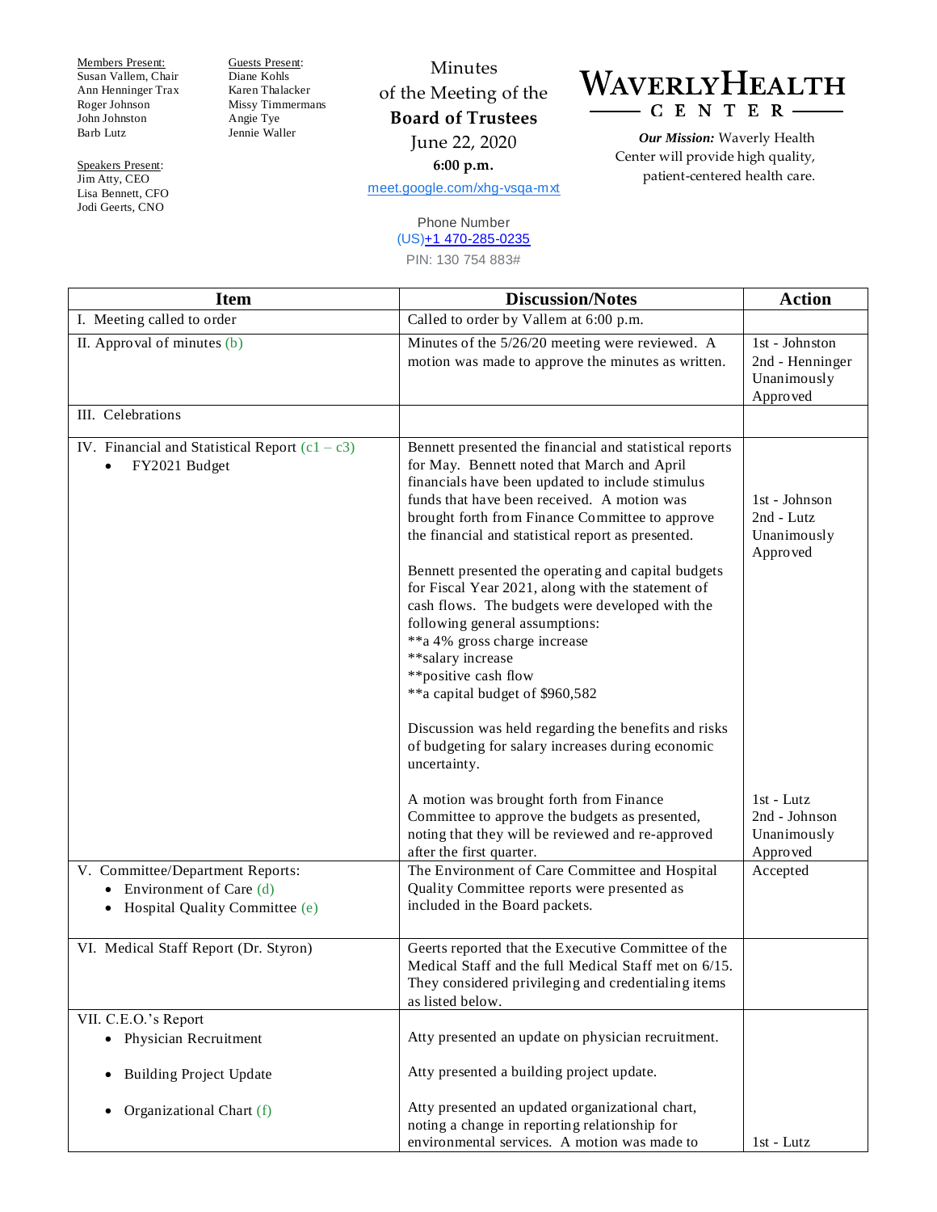Members Present:
Susan Vallem, Chair
Ann Henninger Trax
Roger Johnson
John Johnston
Barb Lutz

Guests Present:
Diane Kohls
Karen Thalacker
Missy Timmermans
Angie Tye
Jennie Waller

Speakers Present:
Jim Atty, CEO
Lisa Bennett, CFO
Jodi Geerts, CNO

Minutes
of the Meeting of the
**Board of Trustees**
June 22, 2020
**6:00 p.m.**
meet.google.com/xhg-vsqa-mxt

Phone Number
(US)+1 470-285-0235
PIN: 130 754 883#

**WAVERLY HEALTH CENTER**

***Our Mission:*** Waverly Health Center will provide high quality, patient-centered health care.

| Item | Discussion/Notes | Action |
|---|---|---|
| I. Meeting called to order | Called to order by Vallem at 6:00 p.m. | |
| II. Approval of minutes (b) | Minutes of the 5/26/20 meeting were reviewed. A motion was made to approve the minutes as written. | 1st - Johnston<br>2nd - Henninger<br>Unanimously Approved |
| III. Celebrations | | |
| IV. Financial and Statistical Report (c1 – c3)<br>• FY2021 Budget | Bennett presented the financial and statistical reports for May. Bennett noted that March and April financials have been updated to include stimulus funds that have been received. A motion was brought forth from Finance Committee to approve the financial and statistical report as presented.<br><br>Bennett presented the operating and capital budgets for Fiscal Year 2021, along with the statement of cash flows. The budgets were developed with the following general assumptions:<br>**a 4% gross charge increase<br>**salary increase<br>**positive cash flow<br>**a capital budget of $960,582<br><br>Discussion was held regarding the benefits and risks of budgeting for salary increases during economic uncertainty.<br><br>A motion was brought forth from Finance Committee to approve the budgets as presented, noting that they will be reviewed and re-approved after the first quarter. | 1st - Johnson<br>2nd - Lutz<br>Unanimously Approved<br><br>1st - Lutz<br>2nd - Johnson<br>Unanimously Approved |
| V. Committee/Department Reports:<br>• Environment of Care (d)<br>• Hospital Quality Committee (e) | The Environment of Care Committee and Hospital Quality Committee reports were presented as included in the Board packets. | Accepted |
| VI. Medical Staff Report (Dr. Styron) | Geerts reported that the Executive Committee of the Medical Staff and the full Medical Staff met on 6/15. They considered privileging and credentialing items as listed below. | |
| VII. C.E.O.'s Report<br>• Physician Recruitment<br><br>• Building Project Update<br><br>• Organizational Chart (f) | Atty presented an update on physician recruitment.<br><br>Atty presented a building project update.<br><br>Atty presented an updated organizational chart, noting a change in reporting relationship for environmental services. A motion was made to | 1st - Lutz |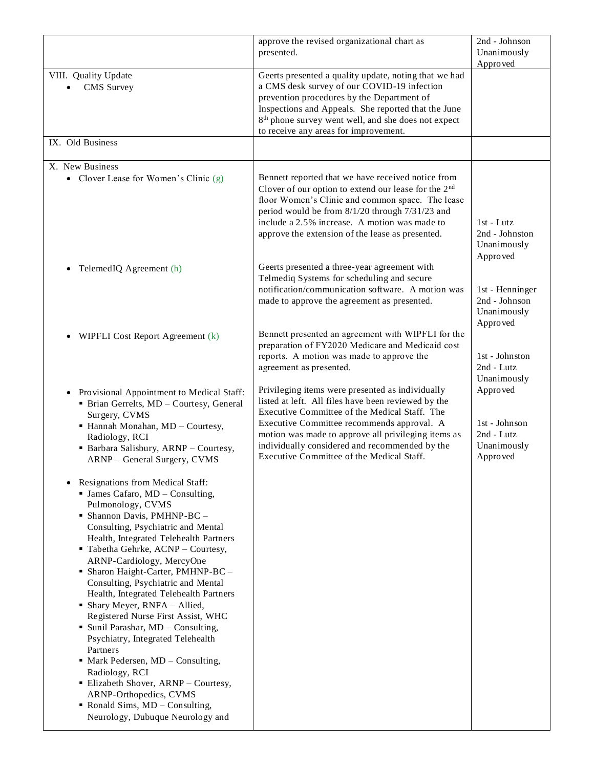| | | |
|---|---|---|
| | approve the revised organizational chart as presented. | 2nd - Johnson Unanimously Approved |
| VIII. Quality Update<br>• CMS Survey | Geerts presented a quality update, noting that we had a CMS desk survey of our COVID-19 infection prevention procedures by the Department of Inspections and Appeals. She reported that the June 8th phone survey went well, and she does not expect to receive any areas for improvement. | |
| IX. Old Business | | |
| X. New Business<br>• Clover Lease for Women's Clinic (g) | Bennett reported that we have received notice from Clover of our option to extend our lease for the 2nd floor Women's Clinic and common space. The lease period would be from 8/1/20 through 7/31/23 and include a 2.5% increase. A motion was made to approve the extension of the lease as presented. | 1st - Lutz<br>2nd - Johnston<br>Unanimously Approved |
| • TelemedIQ Agreement (h) | Geerts presented a three-year agreement with Telmediq Systems for scheduling and secure notification/communication software. A motion was made to approve the agreement as presented. | 1st - Henninger<br>2nd - Johnson<br>Unanimously Approved |
| • WIPFLI Cost Report Agreement (k) | Bennett presented an agreement with WIPFLI for the preparation of FY2020 Medicare and Medicaid cost reports. A motion was made to approve the agreement as presented. | 1st - Johnston<br>2nd - Lutz<br>Unanimously Approved |
| • Provisional Appointment to Medical Staff:<br>▪ Brian Gerrelts, MD – Courtesy, General Surgery, CVMS<br>▪ Hannah Monahan, MD – Courtesy, Radiology, RCI<br>▪ Barbara Salisbury, ARNP – Courtesy, ARNP – General Surgery, CVMS<br><br>• Resignations from Medical Staff:<br>▪ James Cafaro, MD – Consulting, Pulmonology, CVMS<br>▪ Shannon Davis, PMHNP-BC – Consulting, Psychiatric and Mental Health, Integrated Telehealth Partners<br>▪ Tabetha Gehrke, ACNP – Courtesy, ARNP-Cardiology, MercyOne<br>▪ Sharon Haight-Carter, PMHNP-BC – Consulting, Psychiatric and Mental Health, Integrated Telehealth Partners<br>▪ Shary Meyer, RNFA – Allied, Registered Nurse First Assist, WHC<br>▪ Sunil Parashar, MD – Consulting, Psychiatry, Integrated Telehealth Partners<br>▪ Mark Pedersen, MD – Consulting, Radiology, RCI<br>▪ Elizabeth Shover, ARNP – Courtesy, ARNP-Orthopedics, CVMS<br>▪ Ronald Sims, MD – Consulting, Neurology, Dubuque Neurology and | Privileging items were presented as individually listed at left. All files have been reviewed by the Executive Committee of the Medical Staff. The Executive Committee recommends approval. A motion was made to approve all privileging items as individually considered and recommended by the Executive Committee of the Medical Staff. | 1st - Johnson<br>2nd - Lutz<br>Unanimously Approved |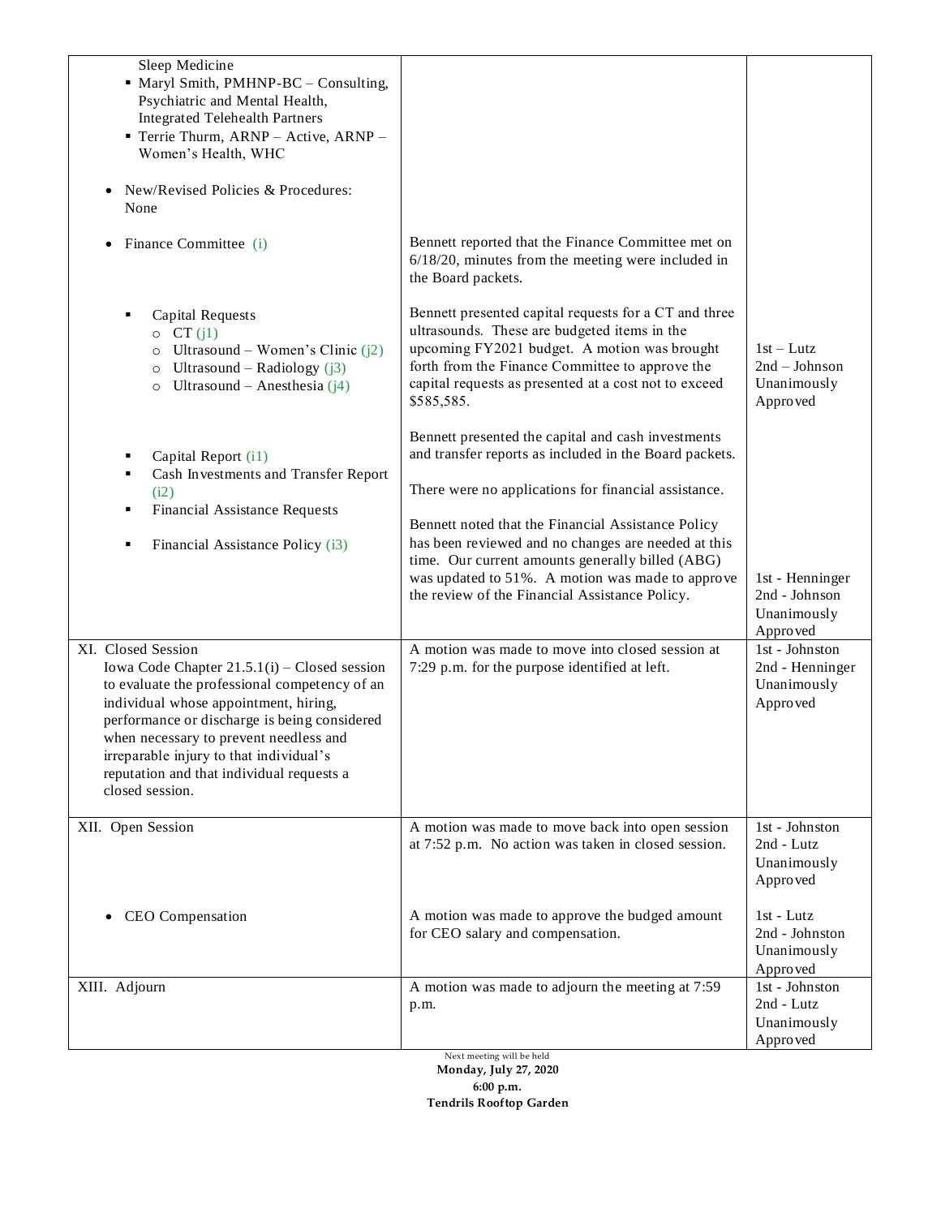| | | |
|---|---|---|
| Sleep Medicine<br>▪ Maryl Smith, PMHNP-BC – Consulting, Psychiatric and Mental Health, Integrated Telehealth Partners<br>▪ Terrie Thurm, ARNP – Active, ARNP – Women's Health, WHC<br><br>• New/Revised Policies & Procedures: None<br><br>• Finance Committee (i)<br><br>▪ Capital Requests<br>○ CT (j1)<br>○ Ultrasound – Women's Clinic (j2)<br>○ Ultrasound – Radiology (j3)<br>○ Ultrasound – Anesthesia (j4)<br><br>▪ Capital Report (i1)<br>▪ Cash Investments and Transfer Report (i2)<br>▪ Financial Assistance Requests<br><br>▪ Financial Assistance Policy (i3) | Bennett reported that the Finance Committee met on 6/18/20, minutes from the meeting were included in the Board packets.<br><br>Bennett presented capital requests for a CT and three ultrasounds. These are budgeted items in the upcoming FY2021 budget. A motion was brought forth from the Finance Committee to approve the capital requests as presented at a cost not to exceed $585,585.<br><br>Bennett presented the capital and cash investments and transfer reports as included in the Board packets.<br><br>There were no applications for financial assistance.<br><br>Bennett noted that the Financial Assistance Policy has been reviewed and no changes are needed at this time. Our current amounts generally billed (ABG) was updated to 51%. A motion was made to approve the review of the Financial Assistance Policy. | 1st – Lutz<br>2nd – Johnson<br>Unanimously Approved<br><br>1st - Henninger<br>2nd - Johnson<br>Unanimously Approved |
| XI. Closed Session<br>Iowa Code Chapter 21.5.1(i) – Closed session to evaluate the professional competency of an individual whose appointment, hiring, performance or discharge is being considered when necessary to prevent needless and irreparable injury to that individual's reputation and that individual requests a closed session. | A motion was made to move into closed session at 7:29 p.m. for the purpose identified at left. | 1st - Johnston<br>2nd - Henninger<br>Unanimously Approved |
| XII. Open Session<br><br>• CEO Compensation | A motion was made to move back into open session at 7:52 p.m. No action was taken in closed session.<br><br>A motion was made to approve the budged amount for CEO salary and compensation. | 1st - Johnston<br>2nd - Lutz<br>Unanimously Approved<br><br>1st - Lutz<br>2nd - Johnston<br>Unanimously Approved |
| XIII. Adjourn | A motion was made to adjourn the meeting at 7:59 p.m. | 1st - Johnston<br>2nd - Lutz<br>Unanimously Approved |

Next meeting will be held
**Monday, July 27, 2020**
**6:00 p.m.**
**Tendrils Rooftop Garden**